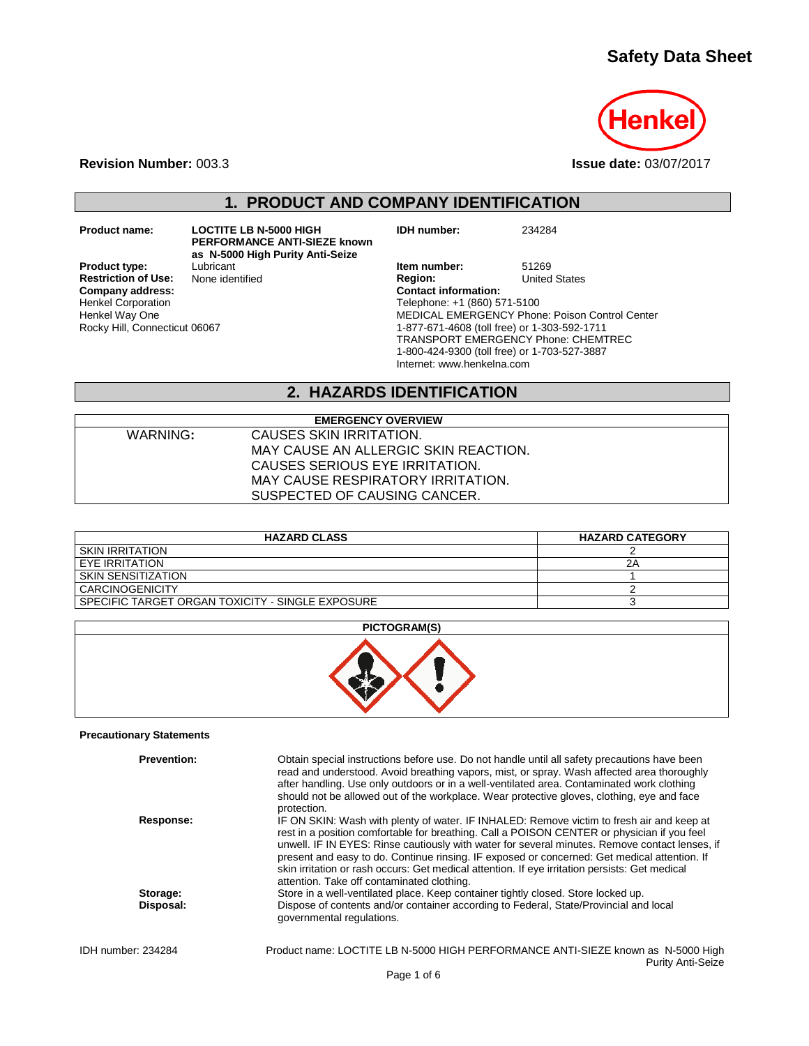# Safety Data Sheet

**Revision Number:** 003.3

**Issue date:** 03/07/2017

## 1. PRODUCT AND COMPANY IDENTIFICATION

**Product name:** LOCTITE LB N-5000 HIGH PERFORMANCE ANTI-SIEZE known as N-5000 High Purity Anti-Seize

**Product type:** Lubricant

**Restriction of Use:** None identified

**Company address:**
Henkel Corporation
Henkel Way One
Rocky Hill, Connecticut 06067

**IDH number:** 234284

**Item number:** 51269

**Region:** United States

**Contact information:**
Telephone: +1 (860) 571-5100
MEDICAL EMERGENCY Phone: Poison Control Center
1-877-671-4608 (toll free) or 1-303-592-1711
TRANSPORT EMERGENCY Phone: CHEMTREC
1-800-424-9300 (toll free) or 1-703-527-3887
Internet: www.henkelna.com

## 2. HAZARDS IDENTIFICATION

| EMERGENCY OVERVIEW | |
|---|---|
| WARNING: | CAUSES SKIN IRRITATION.<br>MAY CAUSE AN ALLERGIC SKIN REACTION.<br>CAUSES SERIOUS EYE IRRITATION.<br>MAY CAUSE RESPIRATORY IRRITATION.<br>SUSPECTED OF CAUSING CANCER. |

| HAZARD CLASS | HAZARD CATEGORY |
|---|---|
| SKIN IRRITATION | 2 |
| EYE IRRITATION | 2A |
| SKIN SENSITIZATION | 1 |
| CARCINOGENICITY | 2 |
| SPECIFIC TARGET ORGAN TOXICITY - SINGLE EXPOSURE | 3 |

**PICTOGRAM(S)**

**Precautionary Statements**

**Prevention:** Obtain special instructions before use. Do not handle until all safety precautions have been read and understood. Avoid breathing vapors, mist, or spray. Wash affected area thoroughly after handling. Use only outdoors or in a well-ventilated area. Contaminated work clothing should not be allowed out of the workplace. Wear protective gloves, clothing, eye and face protection.

**Response:** IF ON SKIN: Wash with plenty of water. IF INHALED: Remove victim to fresh air and keep at rest in a position comfortable for breathing. Call a POISON CENTER or physician if you feel unwell. IF IN EYES: Rinse cautiously with water for several minutes. Remove contact lenses, if present and easy to do. Continue rinsing. IF exposed or concerned: Get medical attention. If skin irritation or rash occurs: Get medical attention. If eye irritation persists: Get medical attention. Take off contaminated clothing.

**Storage:** Store in a well-ventilated place. Keep container tightly closed. Store locked up.

**Disposal:** Dispose of contents and/or container according to Federal, State/Provincial and local governmental regulations.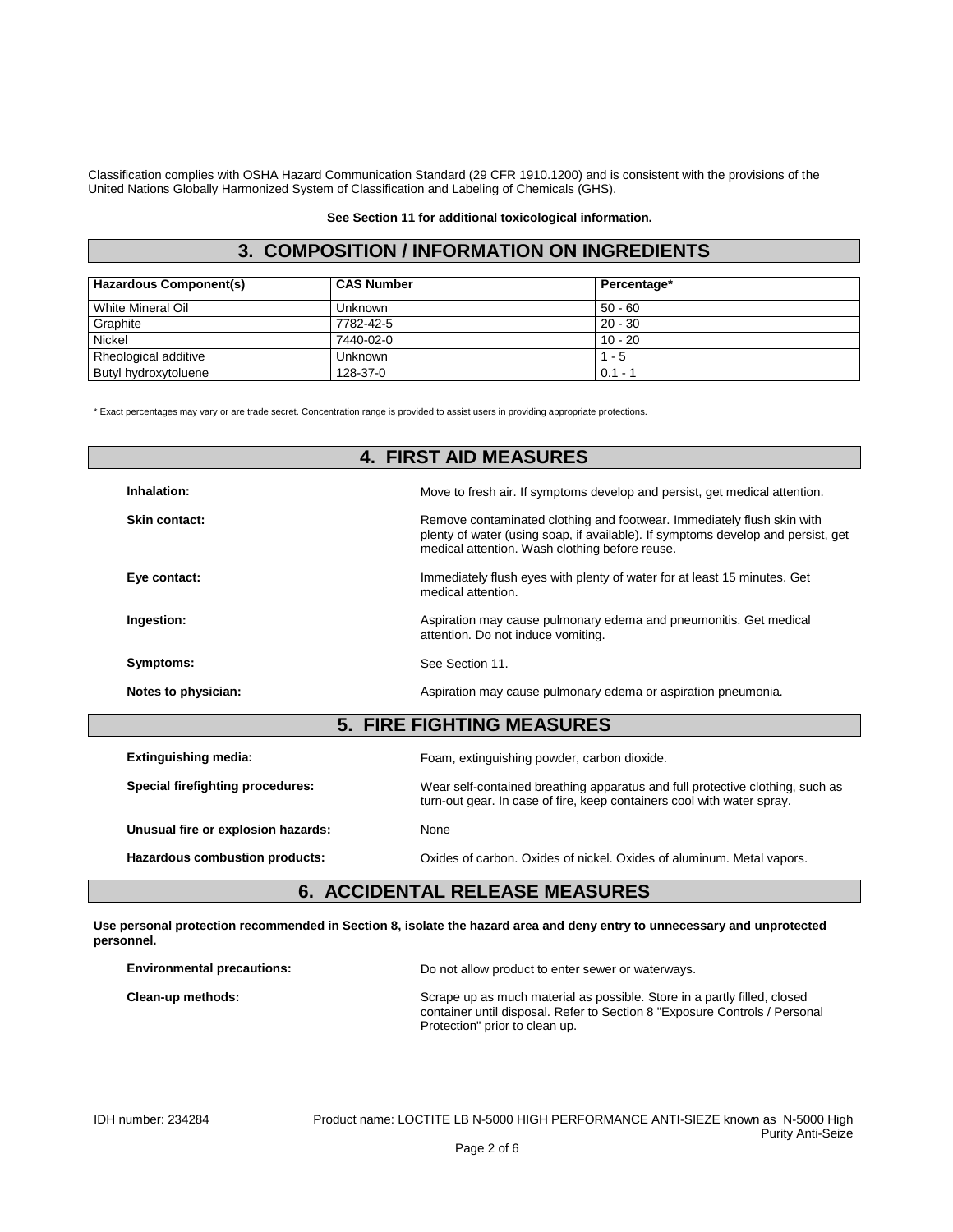Classification complies with OSHA Hazard Communication Standard (29 CFR 1910.1200) and is consistent with the provisions of the United Nations Globally Harmonized System of Classification and Labeling of Chemicals (GHS).

**See Section 11 for additional toxicological information.**

## 3. COMPOSITION / INFORMATION ON INGREDIENTS

| Hazardous Component(s) | CAS Number | Percentage* |
|---|---|---|
| White Mineral Oil | Unknown | 50 - 60 |
| Graphite | 7782-42-5 | 20 - 30 |
| Nickel | 7440-02-0 | 10 - 20 |
| Rheological additive | Unknown | 1 - 5 |
| Butyl hydroxytoluene | 128-37-0 | 0.1 - 1 |

\* Exact percentages may vary or are trade secret. Concentration range is provided to assist users in providing appropriate protections.

## 4. FIRST AID MEASURES

**Inhalation:** Move to fresh air. If symptoms develop and persist, get medical attention.

**Skin contact:** Remove contaminated clothing and footwear. Immediately flush skin with plenty of water (using soap, if available). If symptoms develop and persist, get medical attention. Wash clothing before reuse.

**Eye contact:** Immediately flush eyes with plenty of water for at least 15 minutes. Get medical attention.

**Ingestion:** Aspiration may cause pulmonary edema and pneumonitis. Get medical attention. Do not induce vomiting.

**Symptoms:** See Section 11.

**Notes to physician:** Aspiration may cause pulmonary edema or aspiration pneumonia.

## 5. FIRE FIGHTING MEASURES

**Extinguishing media:** Foam, extinguishing powder, carbon dioxide.

**Special firefighting procedures:** Wear self-contained breathing apparatus and full protective clothing, such as turn-out gear. In case of fire, keep containers cool with water spray.

**Unusual fire or explosion hazards:** None

**Hazardous combustion products:** Oxides of carbon. Oxides of nickel. Oxides of aluminum. Metal vapors.

## 6. ACCIDENTAL RELEASE MEASURES

**Use personal protection recommended in Section 8, isolate the hazard area and deny entry to unnecessary and unprotected personnel.**

**Environmental precautions:** Do not allow product to enter sewer or waterways.

**Clean-up methods:** Scrape up as much material as possible. Store in a partly filled, closed container until disposal. Refer to Section 8 "Exposure Controls / Personal Protection" prior to clean up.

IDH number: 234284

Product name: LOCTITE LB N-5000 HIGH PERFORMANCE ANTI-SIEZE known as N-5000 High Purity Anti-Seize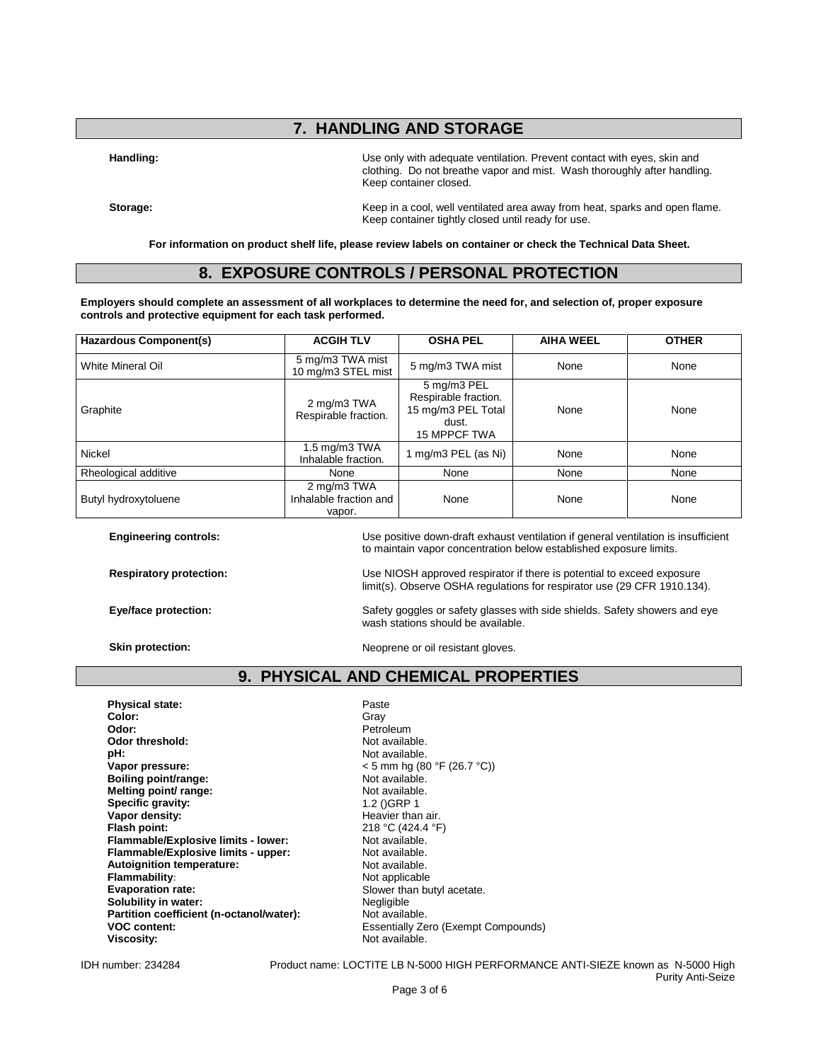## 7. HANDLING AND STORAGE

**Handling:** Use only with adequate ventilation. Prevent contact with eyes, skin and clothing. Do not breathe vapor and mist. Wash thoroughly after handling. Keep container closed.

**Storage:** Keep in a cool, well ventilated area away from heat, sparks and open flame. Keep container tightly closed until ready for use.

**For information on product shelf life, please review labels on container or check the Technical Data Sheet.**

## 8. EXPOSURE CONTROLS / PERSONAL PROTECTION

**Employers should complete an assessment of all workplaces to determine the need for, and selection of, proper exposure controls and protective equipment for each task performed.**

| Hazardous Component(s) | ACGIH TLV | OSHA PEL | AIHA WEEL | OTHER |
|---|---|---|---|---|
| White Mineral Oil | 5 mg/m3 TWA mist 10 mg/m3 STEL mist | 5 mg/m3 TWA mist | None | None |
| Graphite | 2 mg/m3 TWA Respirable fraction. | 5 mg/m3 PEL Respirable fraction. 15 mg/m3 PEL Total dust. 15 MPPCF TWA | None | None |
| Nickel | 1.5 mg/m3 TWA Inhalable fraction. | 1 mg/m3 PEL (as Ni) | None | None |
| Rheological additive | None | None | None | None |
| Butyl hydroxytoluene | 2 mg/m3 TWA Inhalable fraction and vapor. | None | None | None |

**Engineering controls:** Use positive down-draft exhaust ventilation if general ventilation is insufficient to maintain vapor concentration below established exposure limits.

**Respiratory protection:** Use NIOSH approved respirator if there is potential to exceed exposure limit(s). Observe OSHA regulations for respirator use (29 CFR 1910.134).

**Eye/face protection:** Safety goggles or safety glasses with side shields. Safety showers and eye wash stations should be available.

**Skin protection:** Neoprene or oil resistant gloves.

## 9. PHYSICAL AND CHEMICAL PROPERTIES

**Physical state:** Paste
**Color:** Gray
**Odor:** Petroleum
**Odor threshold:** Not available.
**pH:** Not available.
**Vapor pressure:** < 5 mm hg (80 °F (26.7 °C))
**Boiling point/range:** Not available.
**Melting point/ range:** Not available.
**Specific gravity:** 1.2 ()GRP 1
**Vapor density:** Heavier than air.
**Flash point:** 218 °C (424.4 °F)
**Flammable/Explosive limits - lower:** Not available.
**Flammable/Explosive limits - upper:** Not available.
**Autoignition temperature:** Not available.
**Flammability:** Not applicable
**Evaporation rate:** Slower than butyl acetate.
**Solubility in water:** Negligible
**Partition coefficient (n-octanol/water):** Not available.
**VOC content:** Essentially Zero (Exempt Compounds)
**Viscosity:** Not available.

IDH number: 234284 Product name: LOCTITE LB N-5000 HIGH PERFORMANCE ANTI-SIEZE known as N-5000 High Purity Anti-Seize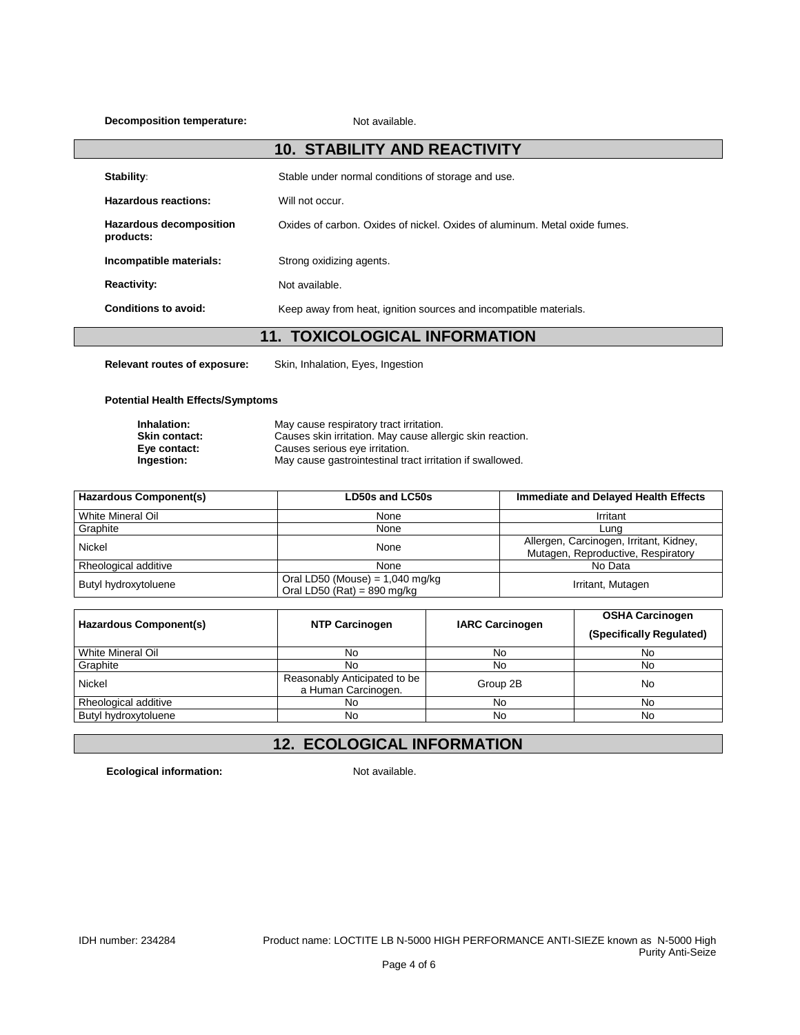**Decomposition temperature:** Not available.

## 10. STABILITY AND REACTIVITY

**Stability**: Stable under normal conditions of storage and use.

**Hazardous reactions:** Will not occur.

**Hazardous decomposition products:** Oxides of carbon. Oxides of nickel. Oxides of aluminum. Metal oxide fumes.

**Incompatible materials:** Strong oxidizing agents.

**Reactivity:** Not available.

**Conditions to avoid:** Keep away from heat, ignition sources and incompatible materials.

## 11. TOXICOLOGICAL INFORMATION

**Relevant routes of exposure:** Skin, Inhalation, Eyes, Ingestion

**Potential Health Effects/Symptoms**

**Inhalation:** May cause respiratory tract irritation.
**Skin contact:** Causes skin irritation. May cause allergic skin reaction.
**Eye contact:** Causes serious eye irritation.
**Ingestion:** May cause gastrointestinal tract irritation if swallowed.

| Hazardous Component(s) | LD50s and LC50s | Immediate and Delayed Health Effects |
|---|---|---|
| White Mineral Oil | None | Irritant |
| Graphite | None | Lung |
| Nickel | None | Allergen, Carcinogen, Irritant, Kidney, Mutagen, Reproductive, Respiratory |
| Rheological additive | None | No Data |
| Butyl hydroxytoluene | Oral LD50 (Mouse) = 1,040 mg/kg<br>Oral LD50 (Rat) = 890 mg/kg | Irritant, Mutagen |

| Hazardous Component(s) | NTP Carcinogen | IARC Carcinogen | OSHA Carcinogen (Specifically Regulated) |
|---|---|---|---|
| White Mineral Oil | No | No | No |
| Graphite | No | No | No |
| Nickel | Reasonably Anticipated to be a Human Carcinogen. | Group 2B | No |
| Rheological additive | No | No | No |
| Butyl hydroxytoluene | No | No | No |

## 12. ECOLOGICAL INFORMATION

**Ecological information:** Not available.

IDH number: 234284 Product name: LOCTITE LB N-5000 HIGH PERFORMANCE ANTI-SIEZE known as N-5000 High Purity Anti-Seize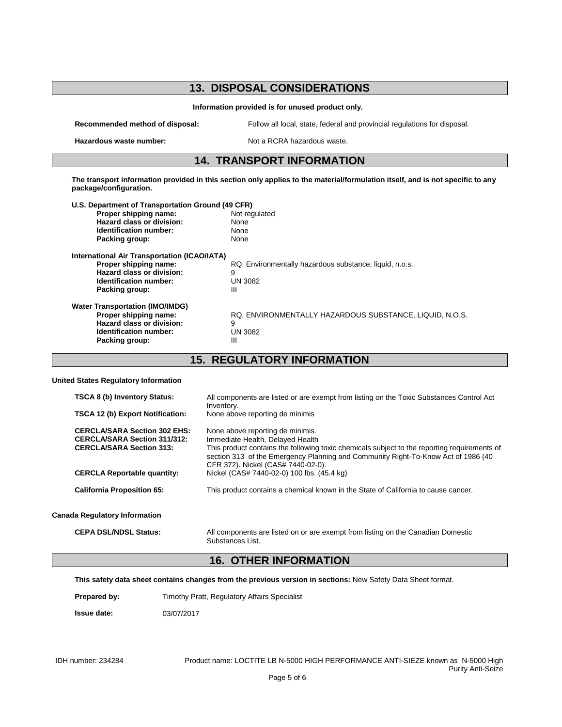## 13. DISPOSAL CONSIDERATIONS

**Information provided is for unused product only.**

**Recommended method of disposal:** Follow all local, state, federal and provincial regulations for disposal.

**Hazardous waste number:** Not a RCRA hazardous waste.

## 14. TRANSPORT INFORMATION

**The transport information provided in this section only applies to the material/formulation itself, and is not specific to any package/configuration.**

**U.S. Department of Transportation Ground (49 CFR)**

**Proper shipping name:** Not regulated
**Hazard class or division:** None
**Identification number:** None
**Packing group:** None

**International Air Transportation (ICAO/IATA)**

**Proper shipping name:** RQ, Environmentally hazardous substance, liquid, n.o.s.
**Hazard class or division:** 9
**Identification number:** UN 3082
**Packing group:** III

**Water Transportation (IMO/IMDG)**

**Proper shipping name:** RQ, ENVIRONMENTALLY HAZARDOUS SUBSTANCE, LIQUID, N.O.S.
**Hazard class or division:** 9
**Identification number:** UN 3082
**Packing group:** III

## 15. REGULATORY INFORMATION

**United States Regulatory Information**

**TSCA 8 (b) Inventory Status:** All components are listed or are exempt from listing on the Toxic Substances Control Act Inventory.
**TSCA 12 (b) Export Notification:** None above reporting de minimis

**CERCLA/SARA Section 302 EHS:** None above reporting de minimis.
**CERCLA/SARA Section 311/312:** Immediate Health, Delayed Health
**CERCLA/SARA Section 313:** This product contains the following toxic chemicals subject to the reporting requirements of section 313 of the Emergency Planning and Community Right-To-Know Act of 1986 (40 CFR 372). Nickel (CAS# 7440-02-0).
**CERCLA Reportable quantity:** Nickel (CAS# 7440-02-0) 100 lbs. (45.4 kg)

**California Proposition 65:** This product contains a chemical known in the State of California to cause cancer.

**Canada Regulatory Information**

**CEPA DSL/NDSL Status:** All components are listed on or are exempt from listing on the Canadian Domestic Substances List.

## 16. OTHER INFORMATION

**This safety data sheet contains changes from the previous version in sections:** New Safety Data Sheet format.

**Prepared by:** Timothy Pratt, Regulatory Affairs Specialist

**Issue date:** 03/07/2017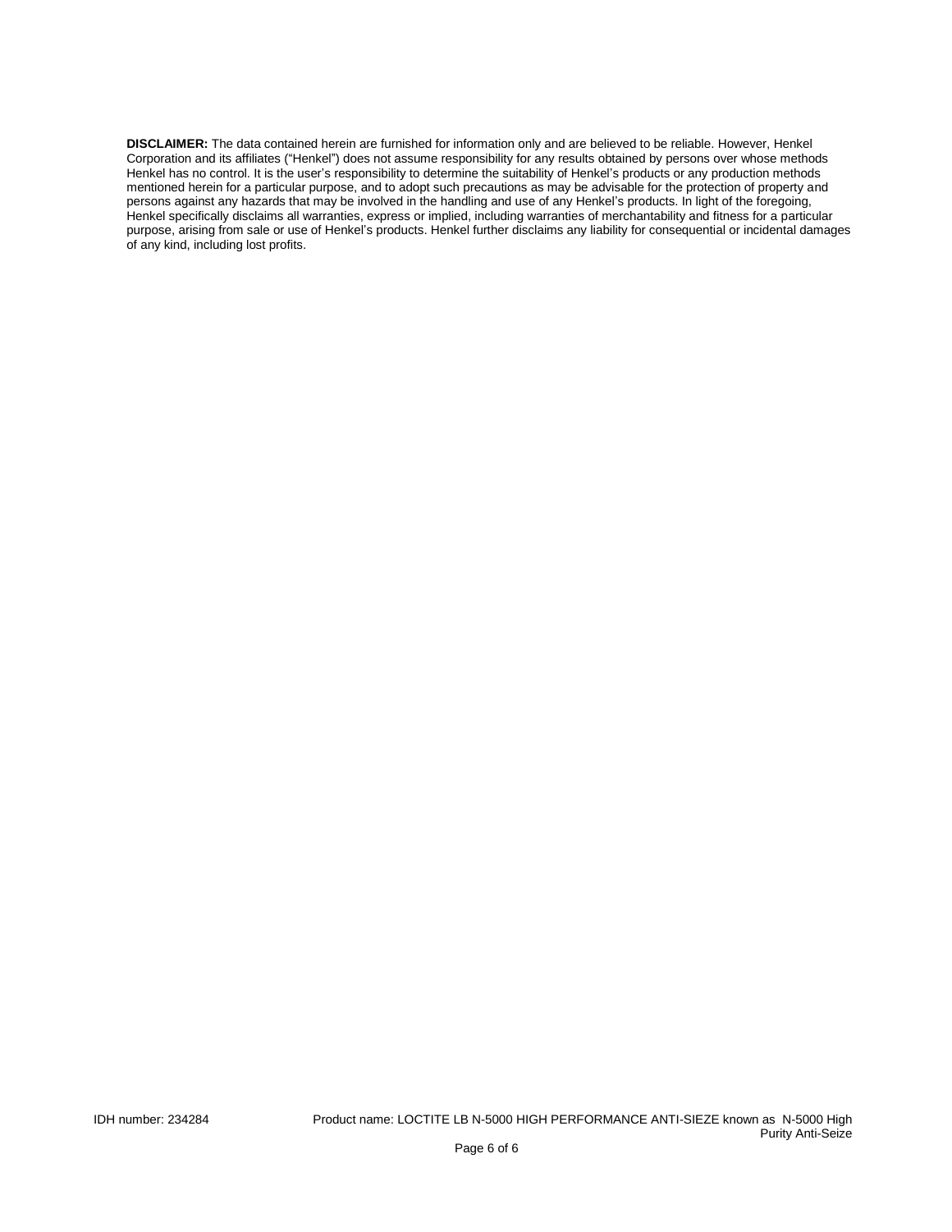**DISCLAIMER:** The data contained herein are furnished for information only and are believed to be reliable. However, Henkel Corporation and its affiliates ("Henkel") does not assume responsibility for any results obtained by persons over whose methods Henkel has no control. It is the user's responsibility to determine the suitability of Henkel's products or any production methods mentioned herein for a particular purpose, and to adopt such precautions as may be advisable for the protection of property and persons against any hazards that may be involved in the handling and use of any Henkel's products. In light of the foregoing, Henkel specifically disclaims all warranties, express or implied, including warranties of merchantability and fitness for a particular purpose, arising from sale or use of Henkel's products. Henkel further disclaims any liability for consequential or incidental damages of any kind, including lost profits.